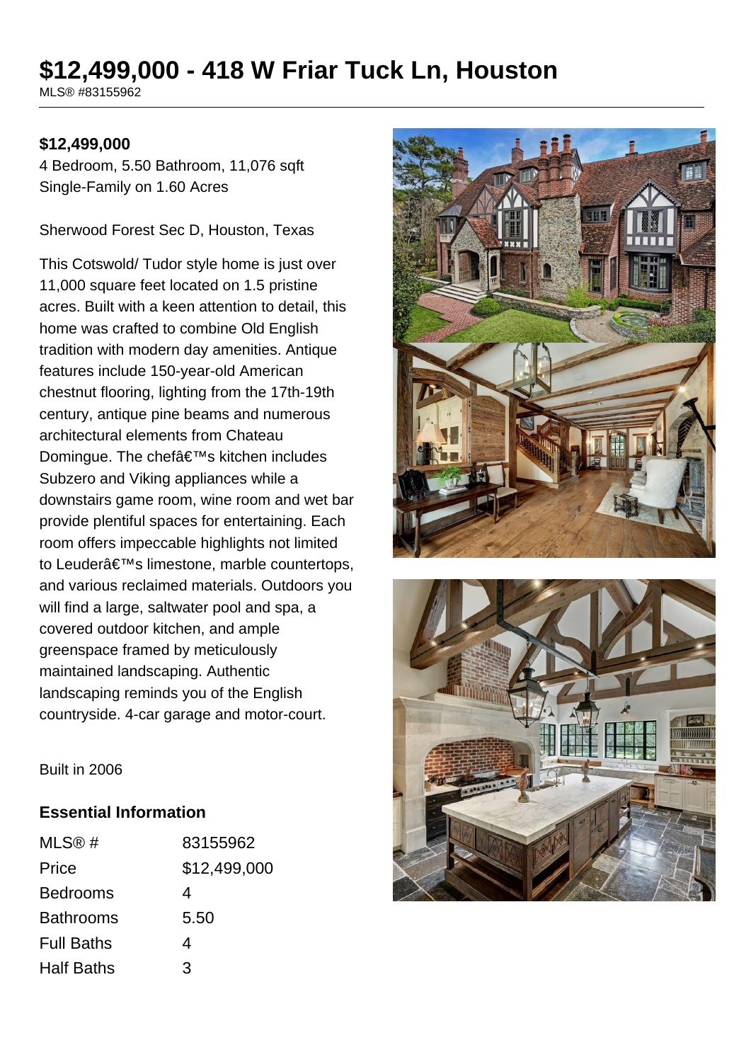# $12,499,000 - 418 W Friar Tuck Ln, Houston

MLS® #83155962

**$12,499,000**

4 Bedroom, 5.50 Bathroom, 11,076 sqft
Single-Family on 1.60 Acres

Sherwood Forest Sec D, Houston, Texas

This Cotswold/ Tudor style home is just over 11,000 square feet located on 1.5 pristine acres. Built with a keen attention to detail, this home was crafted to combine Old English tradition with modern day amenities. Antique features include 150-year-old American chestnut flooring, lighting from the 17th-19th century, antique pine beams and numerous architectural elements from Chateau Domingue. The chefâ€™s kitchen includes Subzero and Viking appliances while a downstairs game room, wine room and wet bar provide plentiful spaces for entertaining. Each room offers impeccable highlights not limited to Leuderâ€™s limestone, marble countertops, and various reclaimed materials. Outdoors you will find a large, saltwater pool and spa, a covered outdoor kitchen, and ample greenspace framed by meticulously maintained landscaping. Authentic landscaping reminds you of the English countryside. 4-car garage and motor-court.

Built in 2006

## Essential Information

| | |
|---|---|
| MLS® # | 83155962 |
| Price | $12,499,000 |
| Bedrooms | 4 |
| Bathrooms | 5.50 |
| Full Baths | 4 |
| Half Baths | 3 |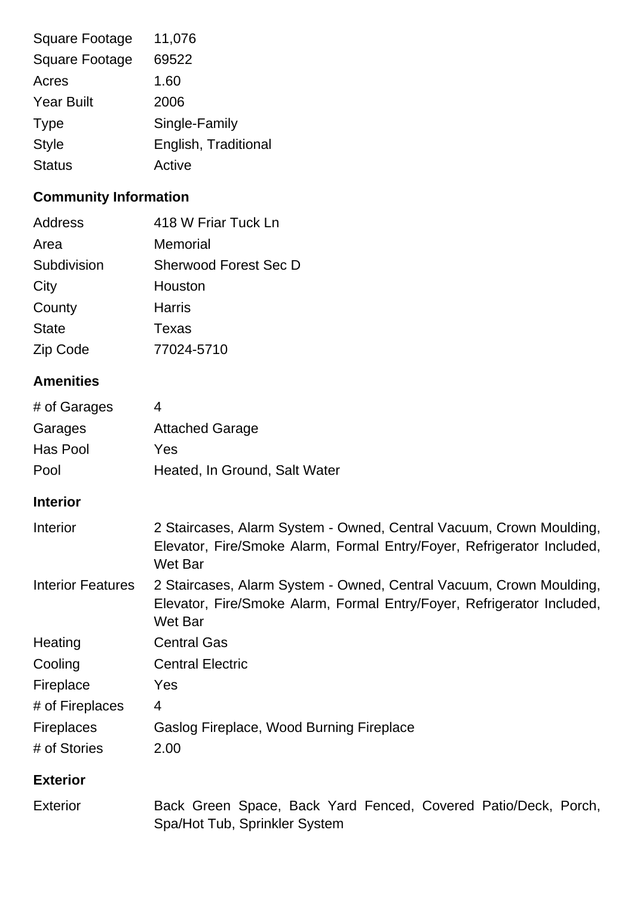| | |
|---|---|
| Square Footage | 11,076 |
| Square Footage | 69522 |
| Acres | 1.60 |
| Year Built | 2006 |
| Type | Single-Family |
| Style | English, Traditional |
| Status | Active |

## Community Information

| | |
|---|---|
| Address | 418 W Friar Tuck Ln |
| Area | Memorial |
| Subdivision | Sherwood Forest Sec D |
| City | Houston |
| County | Harris |
| State | Texas |
| Zip Code | 77024-5710 |

## Amenities

| | |
|---|---|
| # of Garages | 4 |
| Garages | Attached Garage |
| Has Pool | Yes |
| Pool | Heated, In Ground, Salt Water |

## Interior

| | |
|---|---|
| Interior | 2 Staircases, Alarm System - Owned, Central Vacuum, Crown Moulding, Elevator, Fire/Smoke Alarm, Formal Entry/Foyer, Refrigerator Included, Wet Bar |
| Interior Features | 2 Staircases, Alarm System - Owned, Central Vacuum, Crown Moulding, Elevator, Fire/Smoke Alarm, Formal Entry/Foyer, Refrigerator Included, Wet Bar |
| Heating | Central Gas |
| Cooling | Central Electric |
| Fireplace | Yes |
| # of Fireplaces | 4 |
| Fireplaces | Gaslog Fireplace, Wood Burning Fireplace |
| # of Stories | 2.00 |

## Exterior

| | |
|---|---|
| Exterior | Back Green Space, Back Yard Fenced, Covered Patio/Deck, Porch, Spa/Hot Tub, Sprinkler System |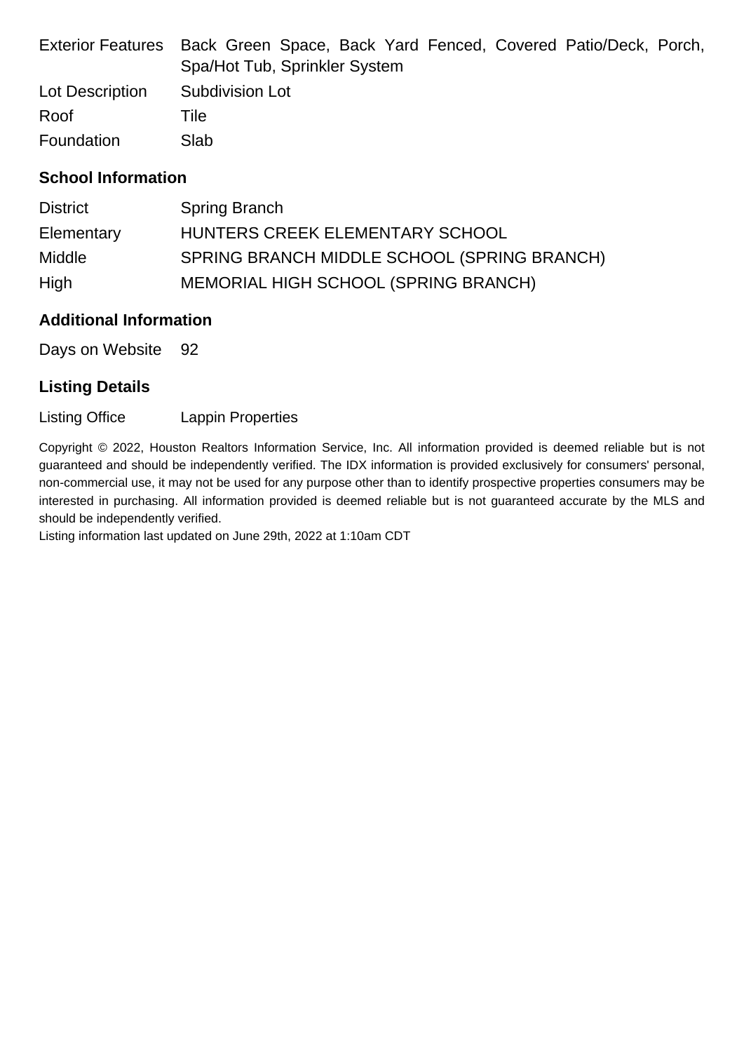| | |
|---|---|
| Exterior Features | Back Green Space, Back Yard Fenced, Covered Patio/Deck, Porch, Spa/Hot Tub, Sprinkler System |
| Lot Description | Subdivision Lot |
| Roof | Tile |
| Foundation | Slab |

### School Information

| | |
|---|---|
| District | Spring Branch |
| Elementary | HUNTERS CREEK ELEMENTARY SCHOOL |
| Middle | SPRING BRANCH MIDDLE SCHOOL (SPRING BRANCH) |
| High | MEMORIAL HIGH SCHOOL (SPRING BRANCH) |

### Additional Information

| | |
|---|---|
| Days on Website | 92 |

### Listing Details

| | |
|---|---|
| Listing Office | Lappin Properties |

Copyright © 2022, Houston Realtors Information Service, Inc. All information provided is deemed reliable but is not guaranteed and should be independently verified. The IDX information is provided exclusively for consumers' personal, non-commercial use, it may not be used for any purpose other than to identify prospective properties consumers may be interested in purchasing. All information provided is deemed reliable but is not guaranteed accurate by the MLS and should be independently verified.

Listing information last updated on June 29th, 2022 at 1:10am CDT